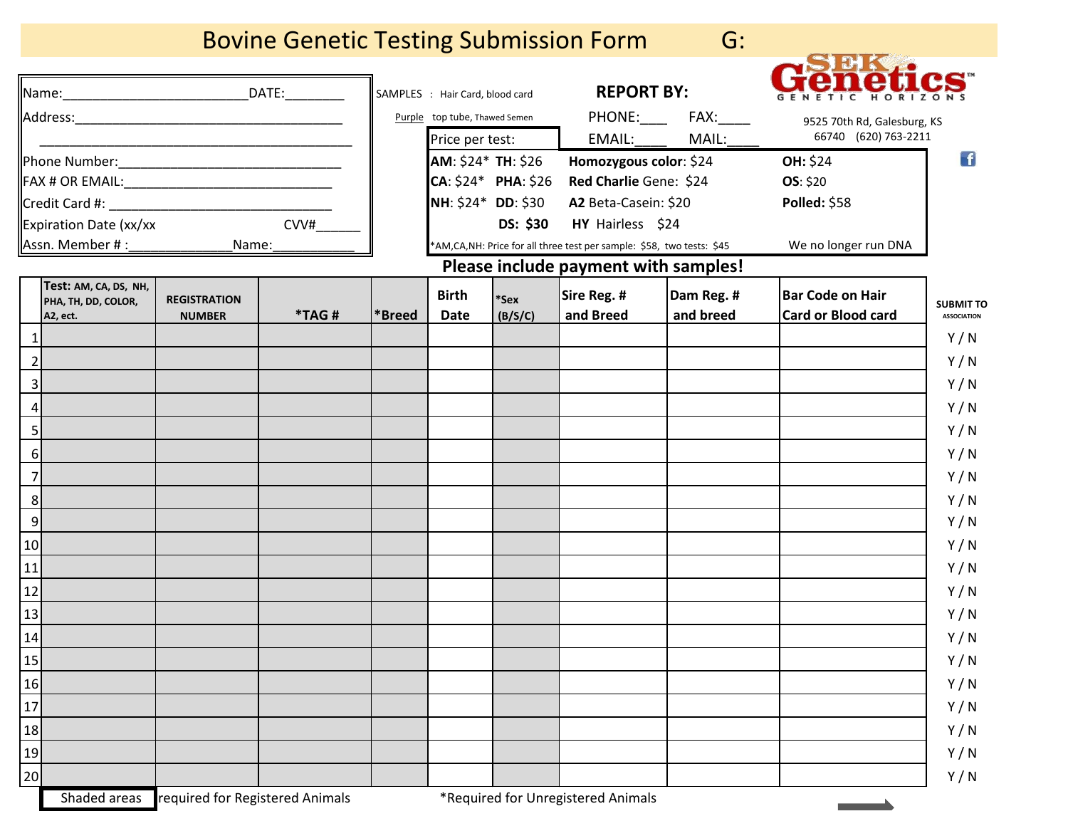# Bovine Genetic Testing Submission Form G:

Name:_________________________DATE:________

Address:_______________________________________

_____________________________________________

Phone Number:________________________________

FAX # OR EMAIL:______________________________

Credit Card #: _______________________________

Expiration Date (xx/xx CVV#______

Assn. Member # :_____________Name:___________

SAMPLES : Hair Card, blood card

Purple top tube, Thawed Semen

**REPORT BY:**

PHONE:___ FAX:____

EMAIL:____ MAIL:____

**SEK Genetics** GENETIC HORIZONS

9525 70th Rd, Galesburg, KS 66740 (620) 763-2211

Price per test:

| | | | |
|---|---|---|---|
| **AM**: $24* | **TH**: $26 | **Homozygous color**: $24 | **OH:** $24 |
| **CA**: $24* | **PHA**: $26 | **Red Charlie** Gene: $24 | **OS**: $20 |
| **NH**: $24* | **DD**: $30 | **A2** Beta-Casein: $20 | **Polled:** $58 |
| | **DS: $30** | **HY** Hairless $24 | |

*AM,CA,NH: Price for all three test per sample: $58, two tests: $45

We no longer run DNA

**Please include payment with samples!**

| | Test: AM, CA, DS, NH, PHA, TH, DD, COLOR, A2, ect. | REGISTRATION NUMBER | *TAG # | *Breed | Birth Date | *Sex (B/S/C) | Sire Reg. # and Breed | Dam Reg. # and breed | Bar Code on Hair Card or Blood card | SUBMIT TO ASSOCIATION |
|---|---|---|---|---|---|---|---|---|---|---|
| 1 | | | | | | | | | | Y / N |
| 2 | | | | | | | | | | Y / N |
| 3 | | | | | | | | | | Y / N |
| 4 | | | | | | | | | | Y / N |
| 5 | | | | | | | | | | Y / N |
| 6 | | | | | | | | | | Y / N |
| 7 | | | | | | | | | | Y / N |
| 8 | | | | | | | | | | Y / N |
| 9 | | | | | | | | | | Y / N |
| 10 | | | | | | | | | | Y / N |
| 11 | | | | | | | | | | Y / N |
| 12 | | | | | | | | | | Y / N |
| 13 | | | | | | | | | | Y / N |
| 14 | | | | | | | | | | Y / N |
| 15 | | | | | | | | | | Y / N |
| 16 | | | | | | | | | | Y / N |
| 17 | | | | | | | | | | Y / N |
| 18 | | | | | | | | | | Y / N |
| 19 | | | | | | | | | | Y / N |
| 20 | | | | | | | | | | Y / N |

Shaded areas required for Registered Animals *Required for Unregistered Animals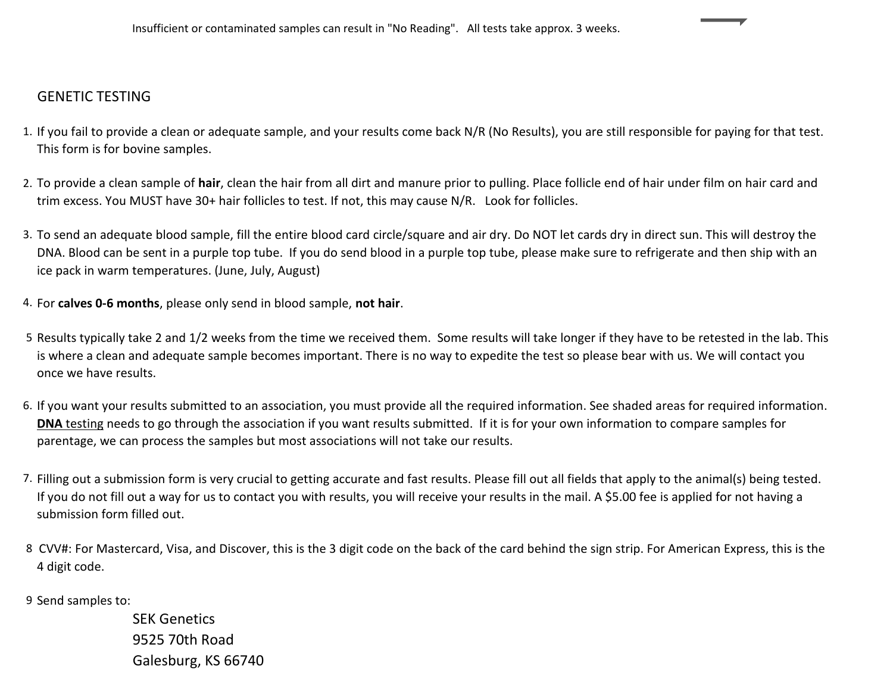Insufficient or contaminated samples can result in "No Reading". All tests take approx. 3 weeks.

## GENETIC TESTING

1. If you fail to provide a clean or adequate sample, and your results come back N/R (No Results), you are still responsible for paying for that test. This form is for bovine samples.

2. To provide a clean sample of **hair**, clean the hair from all dirt and manure prior to pulling. Place follicle end of hair under film on hair card and trim excess. You MUST have 30+ hair follicles to test. If not, this may cause N/R. Look for follicles.

3. To send an adequate blood sample, fill the entire blood card circle/square and air dry. Do NOT let cards dry in direct sun. This will destroy the DNA. Blood can be sent in a purple top tube. If you do send blood in a purple top tube, please make sure to refrigerate and then ship with an ice pack in warm temperatures. (June, July, August)

4. For **calves 0-6 months**, please only send in blood sample, **not hair**.

5. Results typically take 2 and 1/2 weeks from the time we received them. Some results will take longer if they have to be retested in the lab. This is where a clean and adequate sample becomes important. There is no way to expedite the test so please bear with us. We will contact you once we have results.

6. If you want your results submitted to an association, you must provide all the required information. See shaded areas for required information. **DNA** testing needs to go through the association if you want results submitted. If it is for your own information to compare samples for parentage, we can process the samples but most associations will not take our results.

7. Filling out a submission form is very crucial to getting accurate and fast results. Please fill out all fields that apply to the animal(s) being tested. If you do not fill out a way for us to contact you with results, you will receive your results in the mail. A $5.00 fee is applied for not having a submission form filled out.

8. CVV#: For Mastercard, Visa, and Discover, this is the 3 digit code on the back of the card behind the sign strip. For American Express, this is the 4 digit code.

9. Send samples to:

   SEK Genetics
   9525 70th Road
   Galesburg, KS 66740